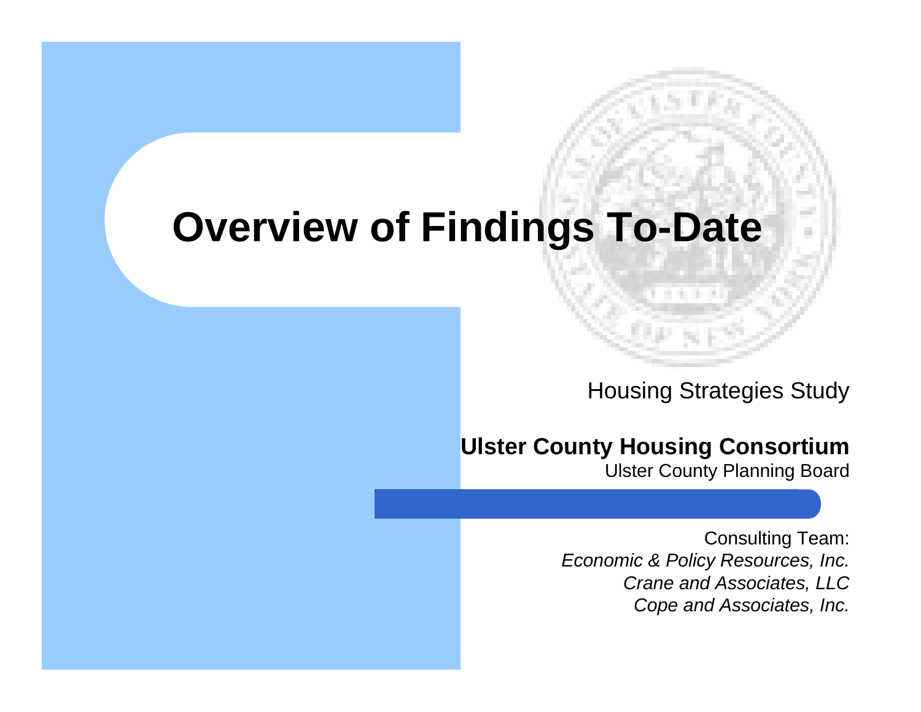# Overview of Findings To-Date

Housing Strategies Study

**Ulster County Housing Consortium**

Ulster County Planning Board

Consulting Team:

*Economic & Policy Resources, Inc.*

*Crane and Associates, LLC*

*Cope and Associates, Inc.*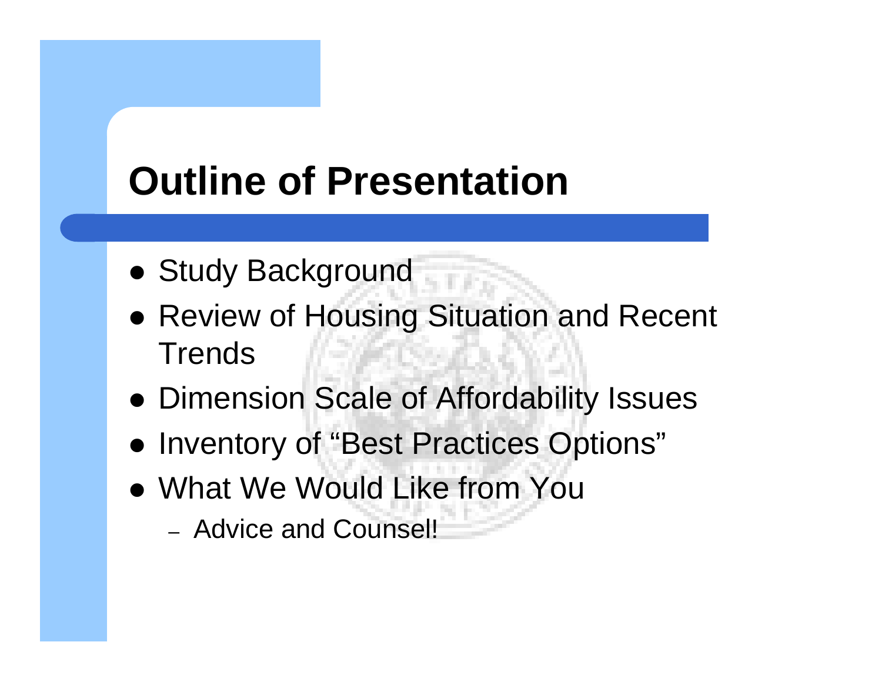# Outline of Presentation

- Study Background
- Review of Housing Situation and Recent Trends
- Dimension Scale of Affordability Issues
- Inventory of "Best Practices Options"
- What We Would Like from You
  - Advice and Counsel!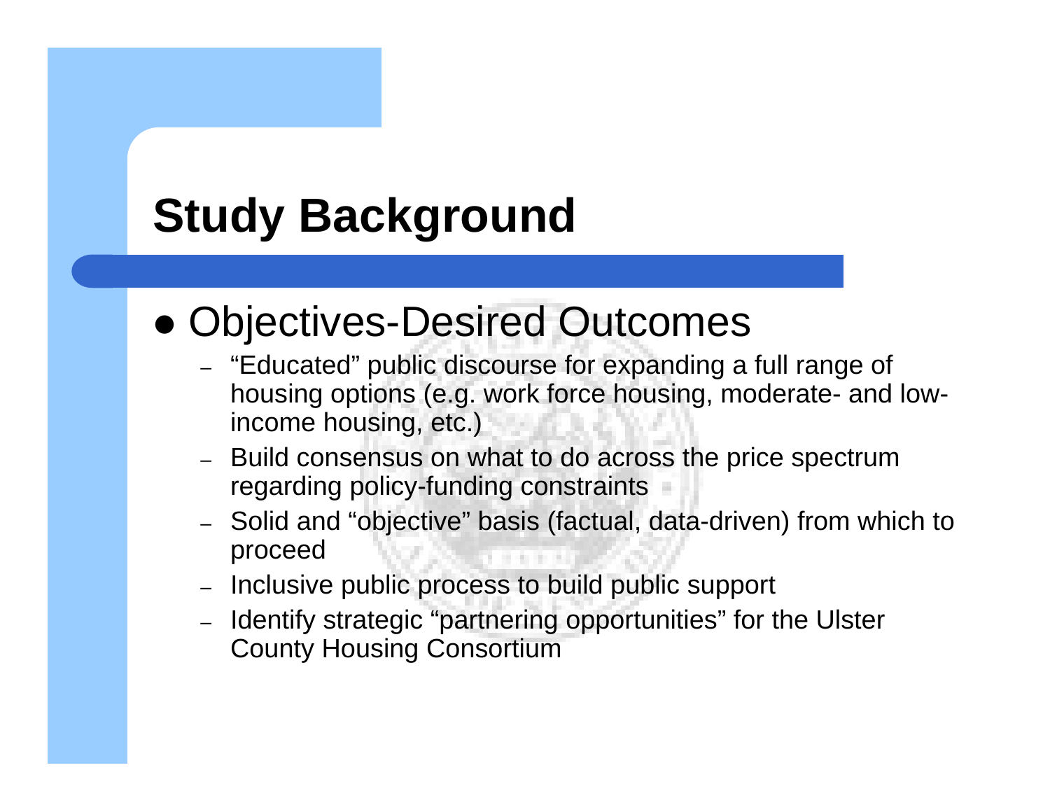# Study Background

- Objectives-Desired Outcomes
  - "Educated" public discourse for expanding a full range of housing options (e.g. work force housing, moderate- and low-income housing, etc.)
  - Build consensus on what to do across the price spectrum regarding policy-funding constraints
  - Solid and "objective" basis (factual, data-driven) from which to proceed
  - Inclusive public process to build public support
  - Identify strategic "partnering opportunities" for the Ulster County Housing Consortium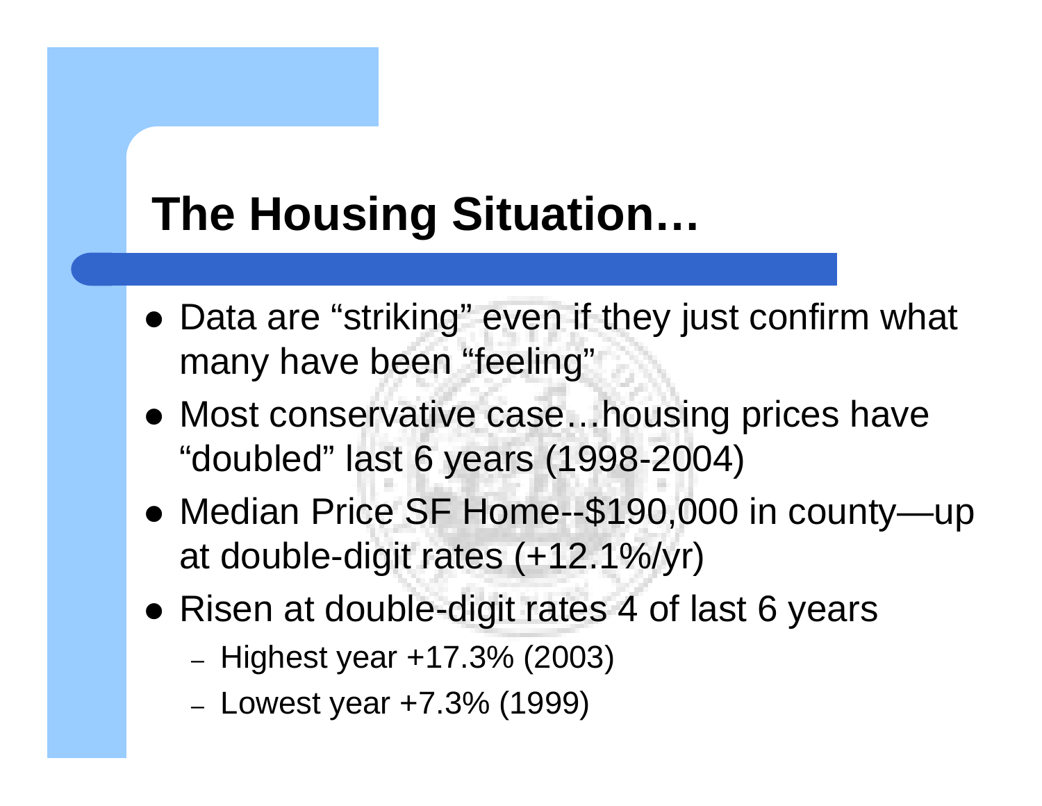# The Housing Situation…

- Data are "striking" even if they just confirm what many have been "feeling"
- Most conservative case…housing prices have "doubled" last 6 years (1998-2004)
- Median Price SF Home--$190,000 in county—up at double-digit rates (+12.1%/yr)
- Risen at double-digit rates 4 of last 6 years
  - Highest year +17.3% (2003)
  - Lowest year +7.3% (1999)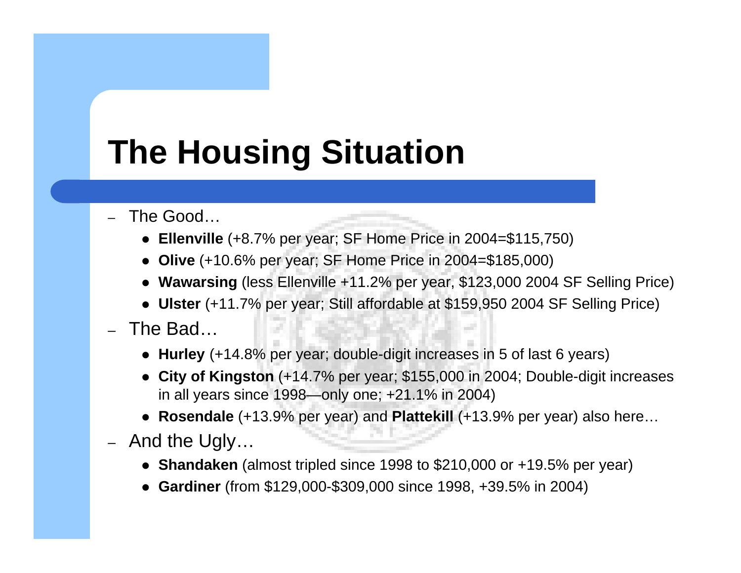# The Housing Situation

- The Good…
  - **Ellenville** (+8.7% per year; SF Home Price in 2004=$115,750)
  - **Olive** (+10.6% per year; SF Home Price in 2004=$185,000)
  - **Wawarsing** (less Ellenville +11.2% per year, $123,000 2004 SF Selling Price)
  - **Ulster** (+11.7% per year; Still affordable at $159,950 2004 SF Selling Price)
- The Bad…
  - **Hurley** (+14.8% per year; double-digit increases in 5 of last 6 years)
  - **City of Kingston** (+14.7% per year; $155,000 in 2004; Double-digit increases in all years since 1998—only one; +21.1% in 2004)
  - **Rosendale** (+13.9% per year) and **Plattekill** (+13.9% per year) also here…
- And the Ugly…
  - **Shandaken** (almost tripled since 1998 to $210,000 or +19.5% per year)
  - **Gardiner** (from $129,000-$309,000 since 1998, +39.5% in 2004)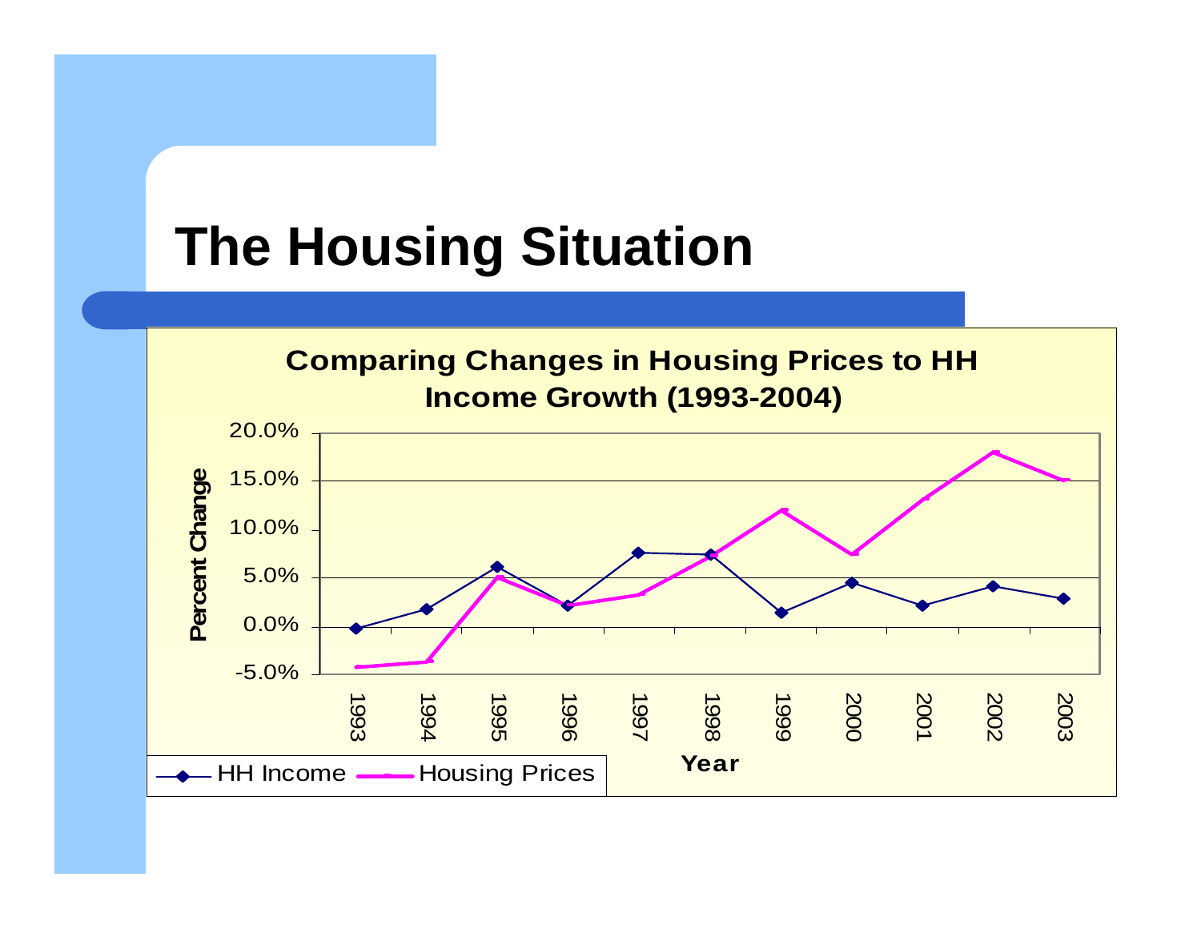# The Housing Situation

**Comparing Changes in Housing Prices to HH Income Growth (1993-2004)**

Percent Change

20.0%
15.0%
10.0%
5.0%
0.0%
-5.0%

1993 1994 1995 1996 1997 1998 1999 2000 2001 2002 2003

Year

HH Income — Housing Prices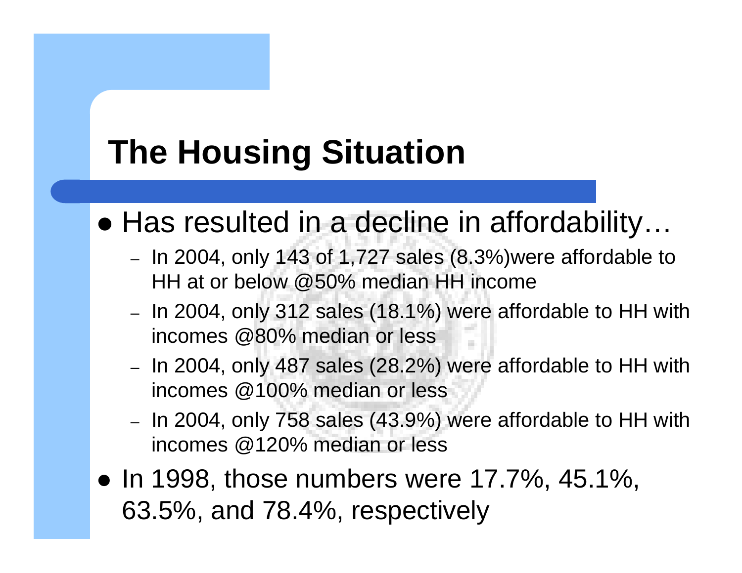# The Housing Situation

- Has resulted in a decline in affordability…
  - In 2004, only 143 of 1,727 sales (8.3%)were affordable to HH at or below @50% median HH income
  - In 2004, only 312 sales (18.1%) were affordable to HH with incomes @80% median or less
  - In 2004, only 487 sales (28.2%) were affordable to HH with incomes @100% median or less
  - In 2004, only 758 sales (43.9%) were affordable to HH with incomes @120% median or less
- In 1998, those numbers were 17.7%, 45.1%, 63.5%, and 78.4%, respectively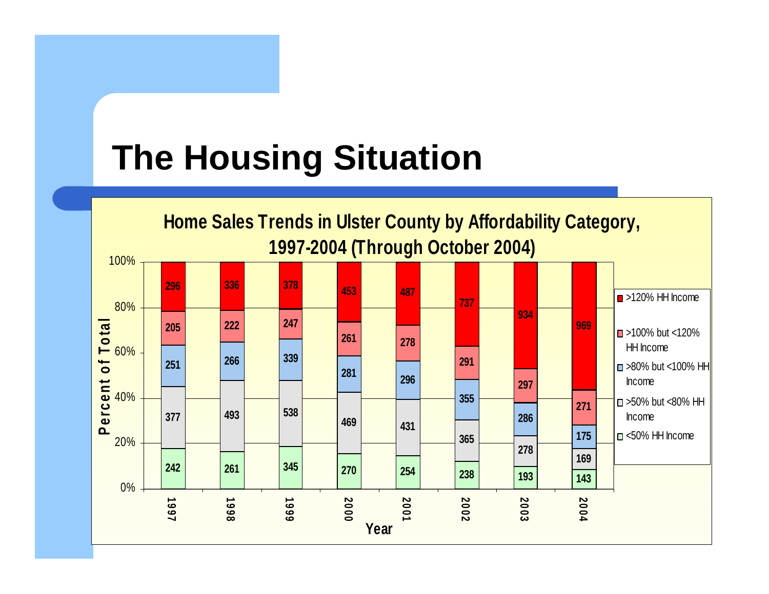# The Housing Situation

**Home Sales Trends in Ulster County by Affordability Category, 1997-2004 (Through October 2004)**

| Year | <50% HH Income | >50% but <80% HH Income | >80% but <100% HH Income | >100% but <120% HH Income | >120% HH Income |
|---|---|---|---|---|---|
| 1997 | 242 | 377 | 251 | 205 | 296 |
| 1998 | 261 | 493 | 266 | 222 | 336 |
| 1999 | 345 | 538 | 339 | 247 | 378 |
| 2000 | 270 | 469 | 281 | 261 | 453 |
| 2001 | 254 | 431 | 296 | 278 | 487 |
| 2002 | 238 | 365 | 355 | 291 | 737 |
| 2003 | 193 | 278 | 286 | 297 | 934 |
| 2004 | 143 | 169 | 175 | 271 | 969 |

Y-axis: Percent of Total (0%–100%); X-axis: Year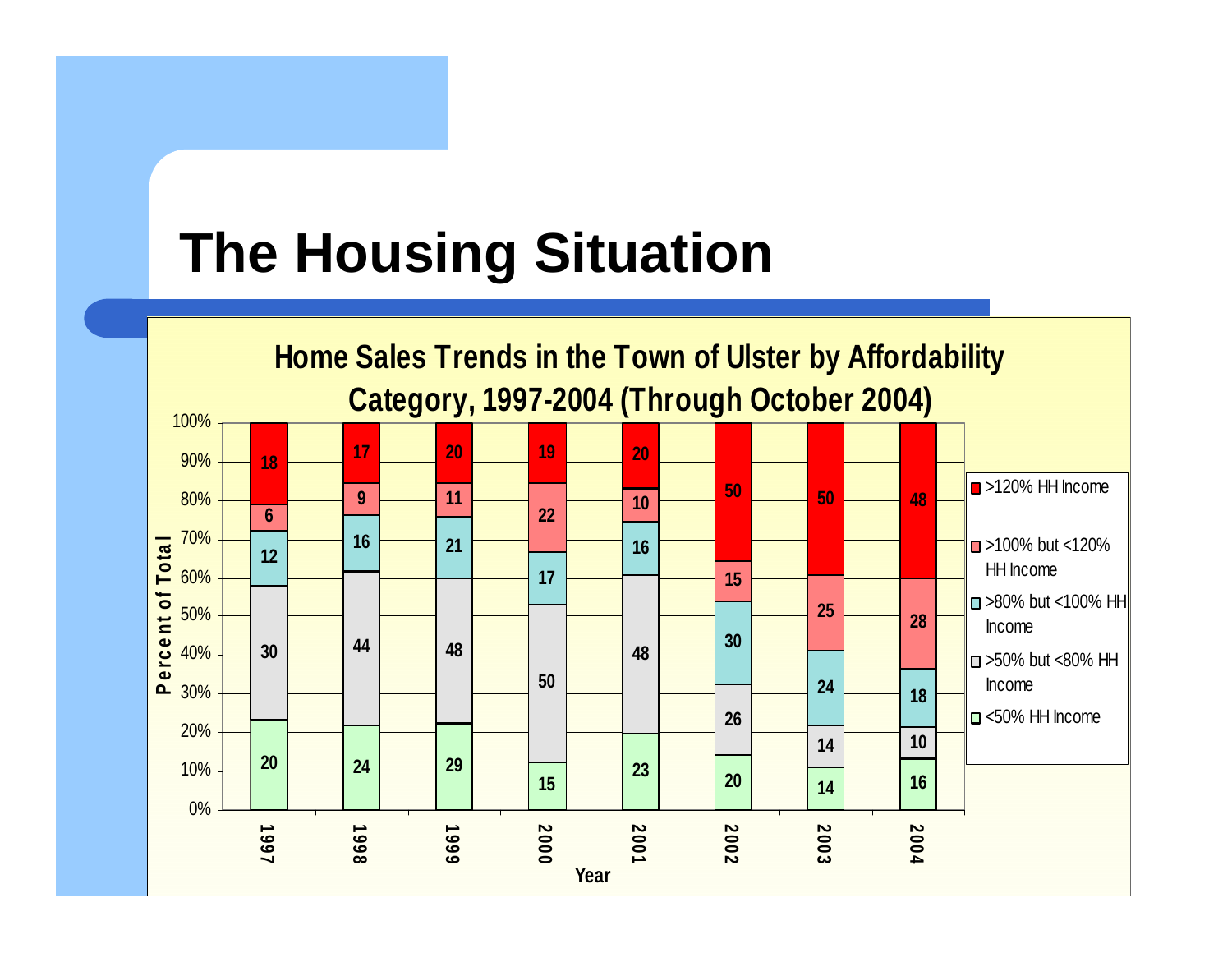# The Housing Situation

**Home Sales Trends in the Town of Ulster by Affordability Category, 1997-2004 (Through October 2004)**

| Year | <50% HH Income | >50% but <80% HH Income | >80% but <100% HH Income | >100% but <120% HH Income | >120% HH Income |
|---|---|---|---|---|---|
| 1997 | 20 | 30 | 12 | 6 | 18 |
| 1998 | 24 | 44 | 16 | 9 | 17 |
| 1999 | 29 | 48 | 21 | 11 | 20 |
| 2000 | 15 | 50 | 17 | 22 | 19 |
| 2001 | 23 | 48 | 16 | 10 | 20 |
| 2002 | 20 | 26 | 30 | 15 | 50 |
| 2003 | 14 | 14 | 24 | 25 | 50 |
| 2004 | 16 | 10 | 18 | 28 | 48 |

Y-axis: Percent of Total (0%–100%); X-axis: Year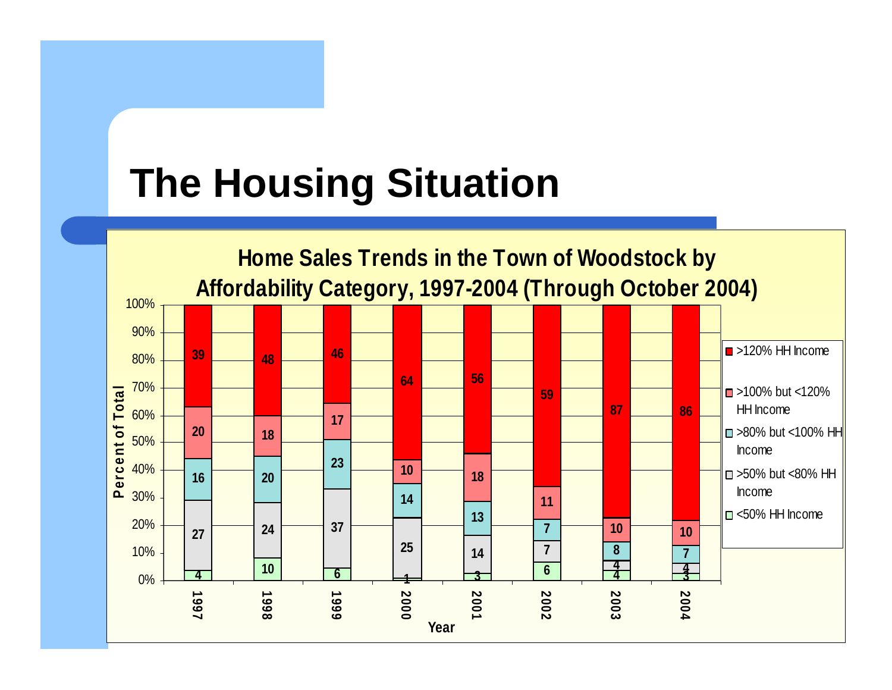# The Housing Situation

## Home Sales Trends in the Town of Woodstock by Affordability Category, 1997-2004 (Through October 2004)

| Year | <50% HH Income | >50% but <80% HH Income | >80% but <100% HH Income | >100% but <120% HH Income | >120% HH Income |
|---|---|---|---|---|---|
| 1997 | 4 | 27 | 16 | 20 | 39 |
| 1998 | 10 | 24 | 20 | 18 | 48 |
| 1999 | 6 | 37 | 23 | 17 | 46 |
| 2000 | 1 | 25 | 14 | 10 | 64 |
| 2001 | 3 | 14 | 13 | 18 | 56 |
| 2002 | 6 | 7 | 7 | 11 | 59 |
| 2003 | 4 | 4 | 8 | 10 | 87 |
| 2004 | 3 | 4 | 7 | 10 | 86 |

Y-axis: Percent of Total (0%–100%); X-axis: Year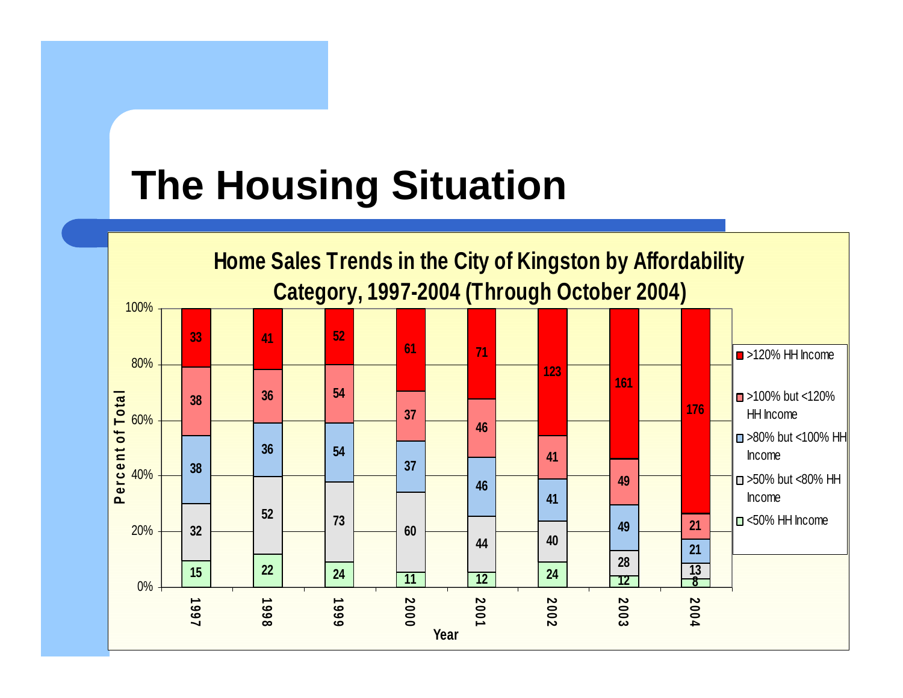# The Housing Situation

**Home Sales Trends in the City of Kingston by Affordability Category, 1997-2004 (Through October 2004)**

| Year | <50% HH Income | >50% but <80% HH Income | >80% but <100% HH Income | >100% but <120% HH Income | >120% HH Income |
|---|---|---|---|---|---|
| 1997 | 15 | 32 | 38 | 38 | 33 |
| 1998 | 22 | 52 | 36 | 36 | 41 |
| 1999 | 24 | 73 | 54 | 54 | 52 |
| 2000 | 11 | 60 | 37 | 37 | 61 |
| 2001 | 12 | 44 | 46 | 46 | 71 |
| 2002 | 24 | 40 | 41 | 41 | 123 |
| 2003 | 12 | 28 | 49 | 49 | 161 |
| 2004 | 8 | 13 | 21 | 21 | 176 |

Y-axis: Percent of Total (0%–100%); X-axis: Year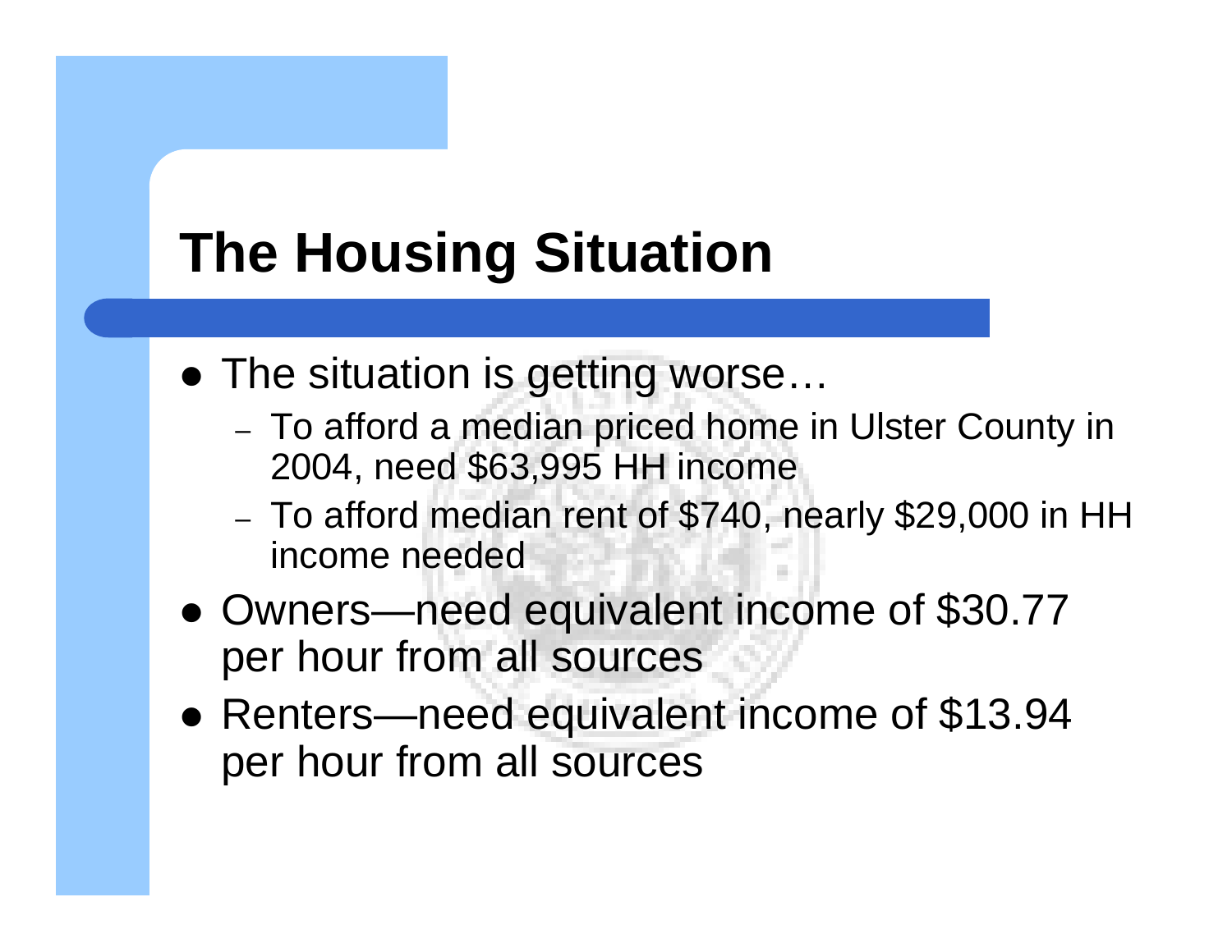# The Housing Situation

- The situation is getting worse…
  - To afford a median priced home in Ulster County in 2004, need $63,995 HH income
  - To afford median rent of $740, nearly $29,000 in HH income needed
- Owners—need equivalent income of $30.77 per hour from all sources
- Renters—need equivalent income of $13.94 per hour from all sources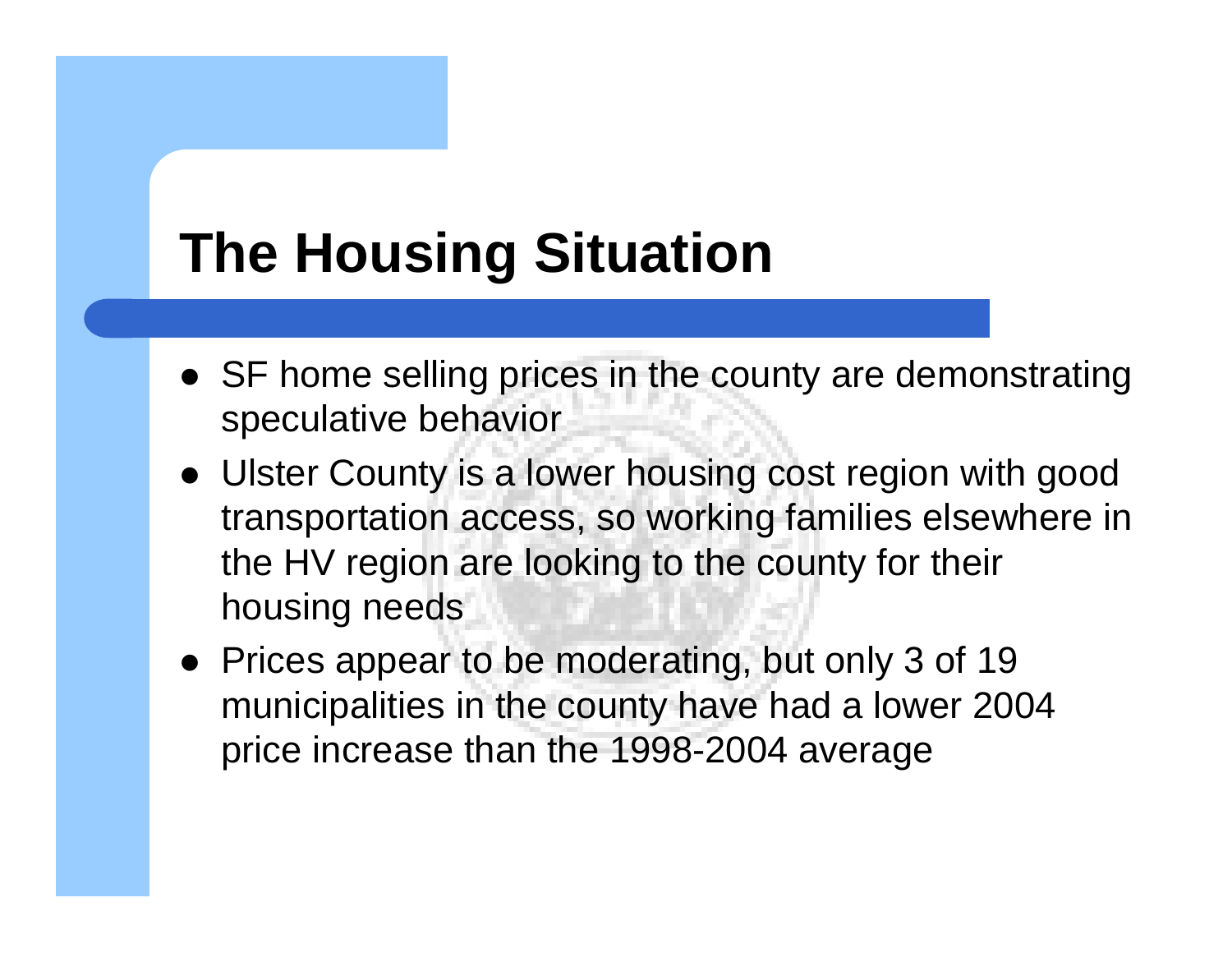# The Housing Situation

- SF home selling prices in the county are demonstrating speculative behavior
- Ulster County is a lower housing cost region with good transportation access, so working families elsewhere in the HV region are looking to the county for their housing needs
- Prices appear to be moderating, but only 3 of 19 municipalities in the county have had a lower 2004 price increase than the 1998-2004 average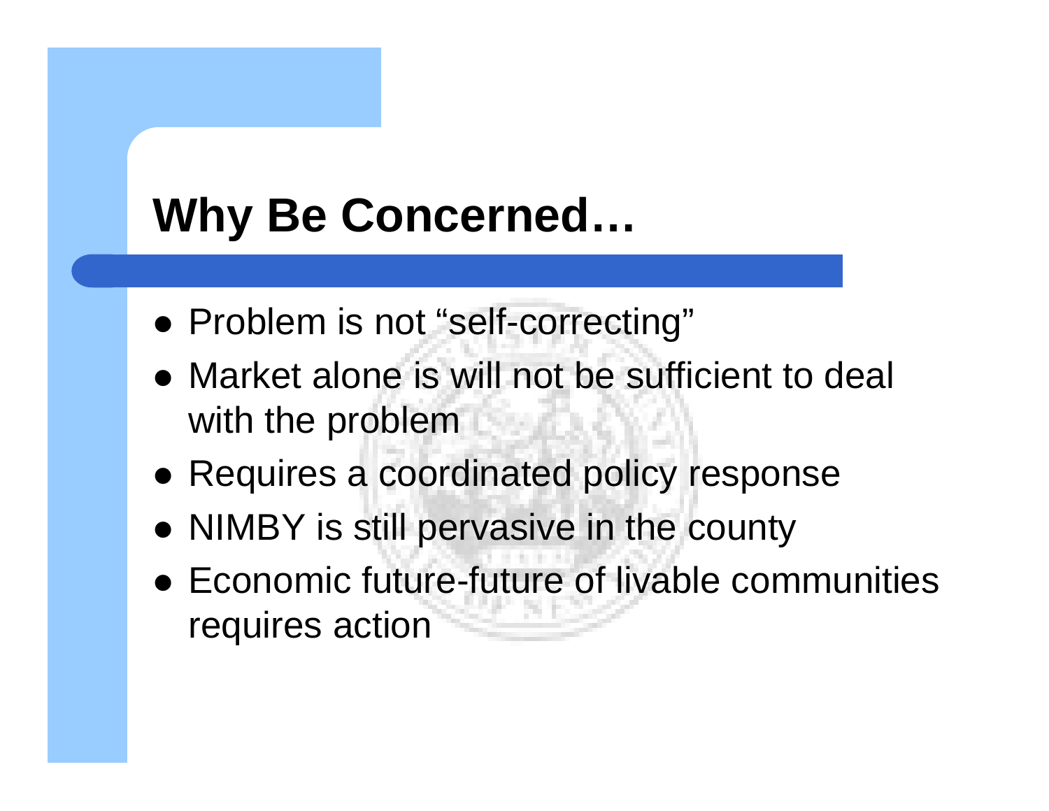# Why Be Concerned…

- Problem is not "self-correcting"
- Market alone is will not be sufficient to deal with the problem
- Requires a coordinated policy response
- NIMBY is still pervasive in the county
- Economic future-future of livable communities requires action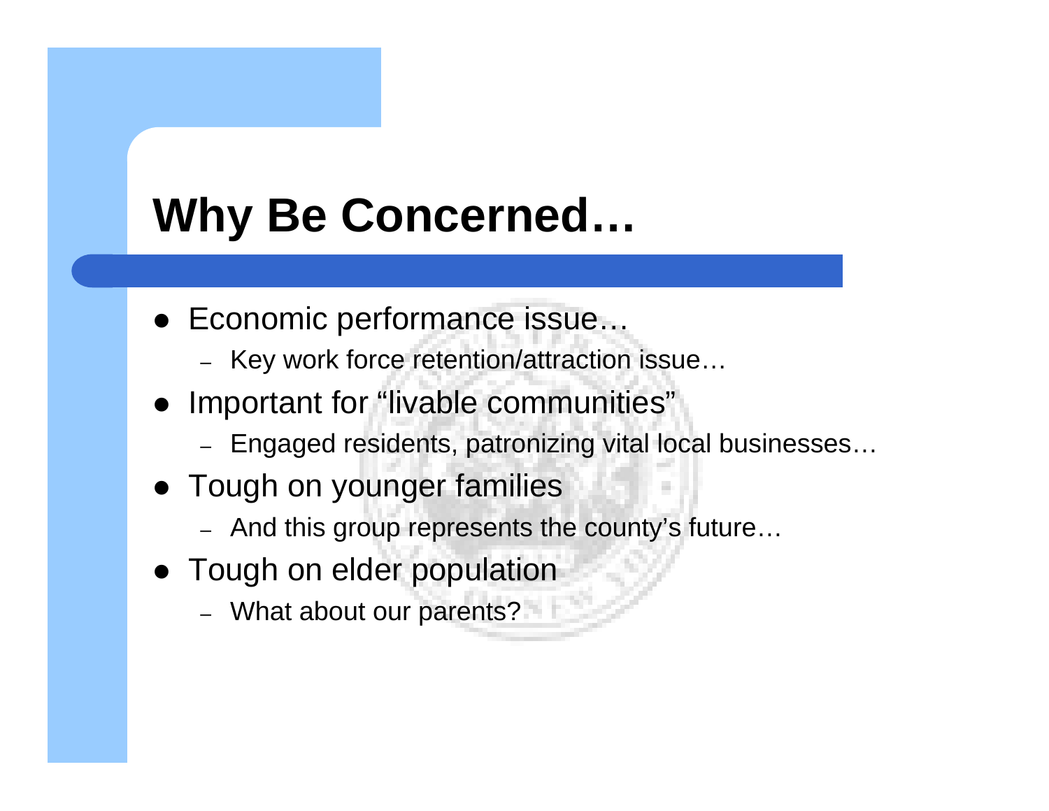# Why Be Concerned…

- Economic performance issue…
  - Key work force retention/attraction issue…
- Important for "livable communities"
  - Engaged residents, patronizing vital local businesses…
- Tough on younger families
  - And this group represents the county's future…
- Tough on elder population
  - What about our parents?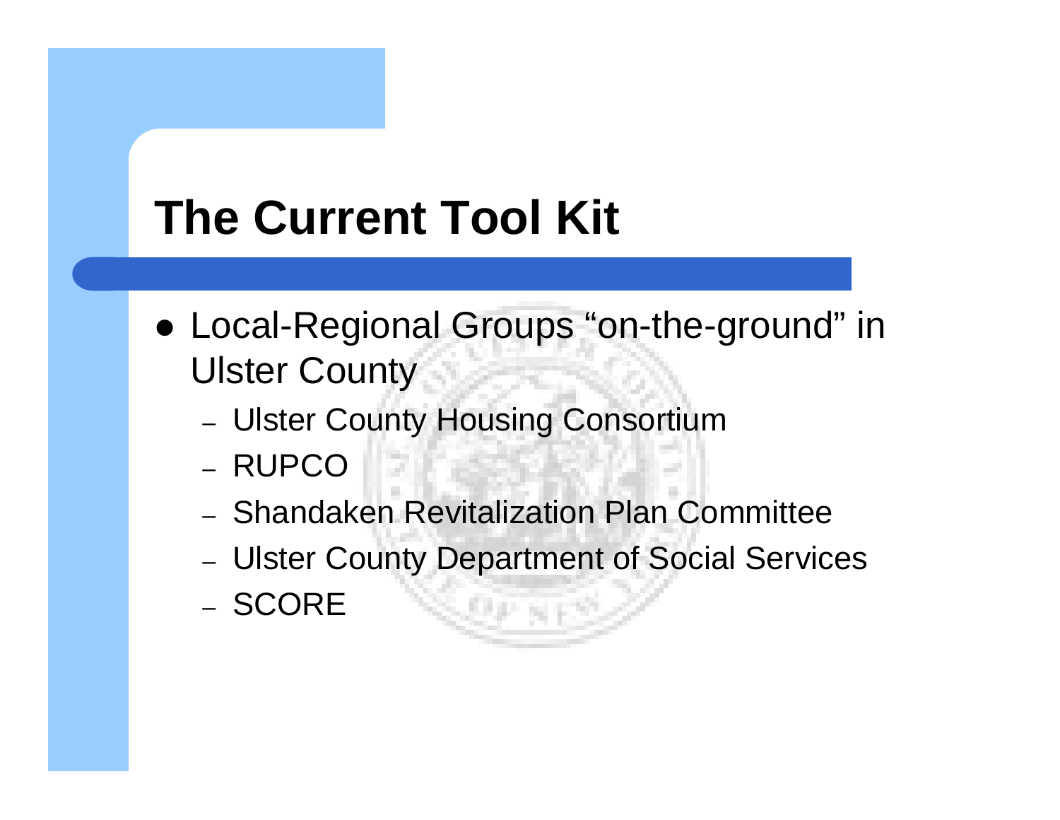# The Current Tool Kit

- Local-Regional Groups “on-the-ground” in Ulster County
  - Ulster County Housing Consortium
  - RUPCO
  - Shandaken Revitalization Plan Committee
  - Ulster County Department of Social Services
  - SCORE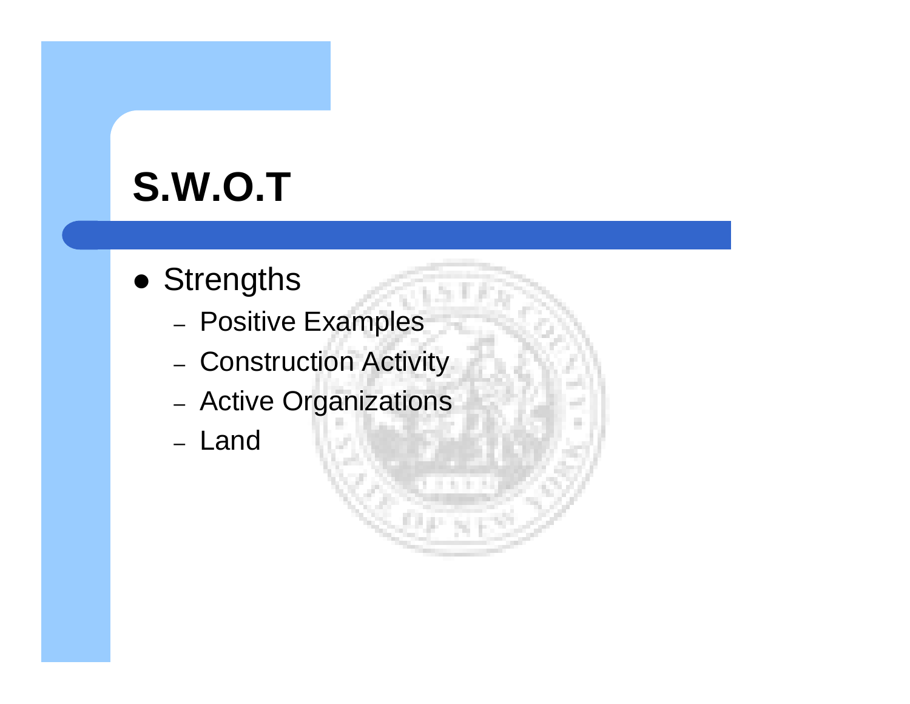# S.W.O.T

- Strengths
  - Positive Examples
  - Construction Activity
  - Active Organizations
  - Land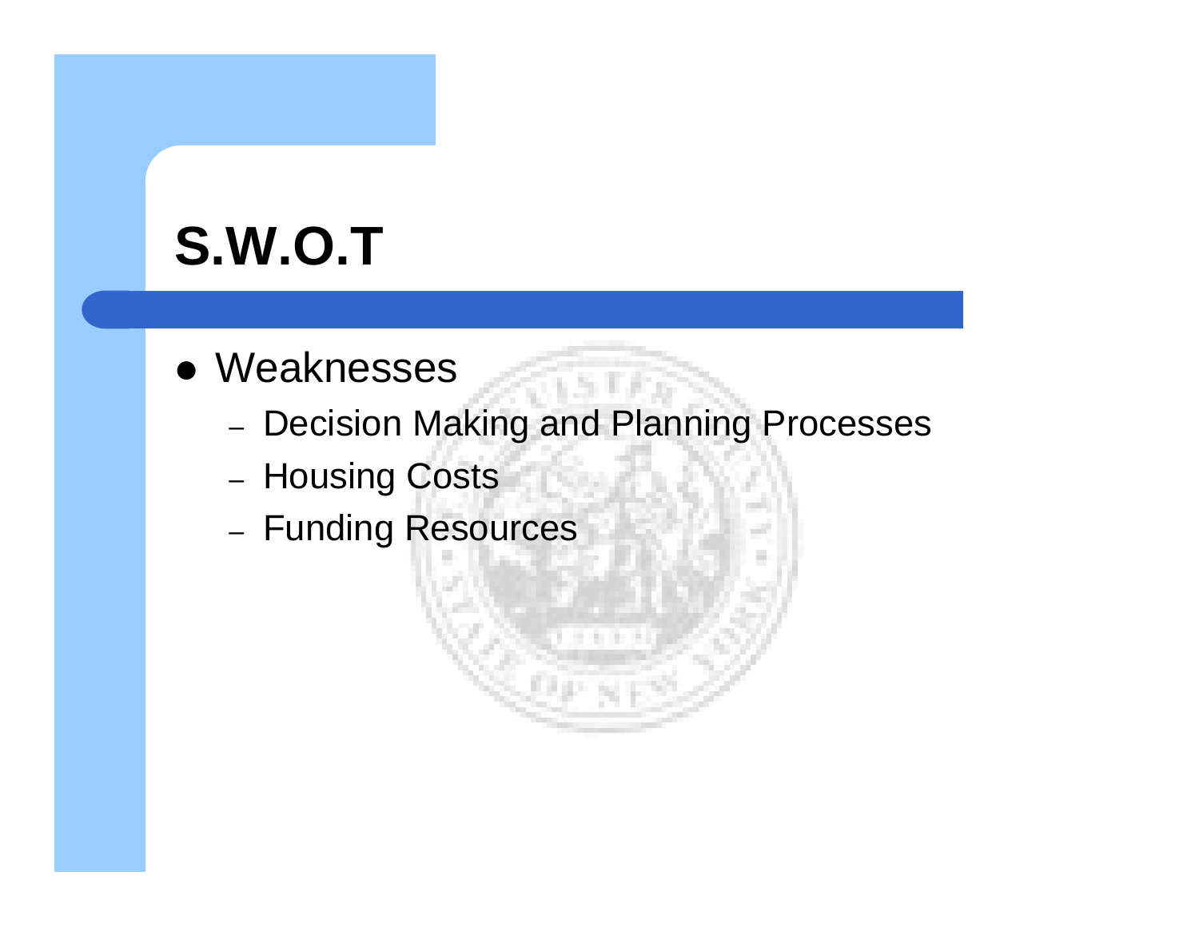# S.W.O.T

- Weaknesses
  - Decision Making and Planning Processes
  - Housing Costs
  - Funding Resources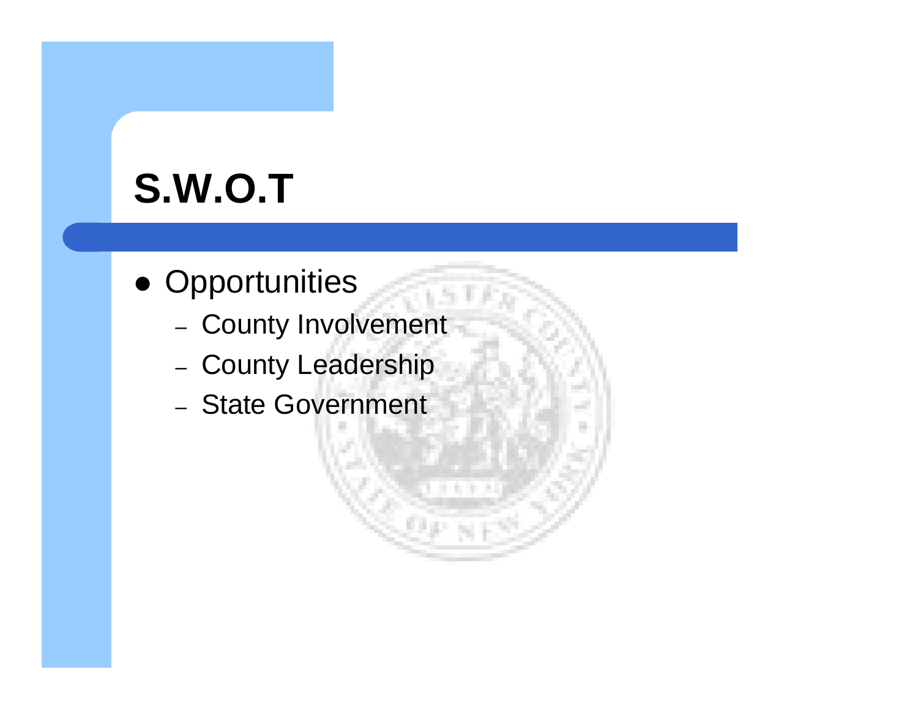# S.W.O.T

- Opportunities
  - County Involvement
  - County Leadership
  - State Government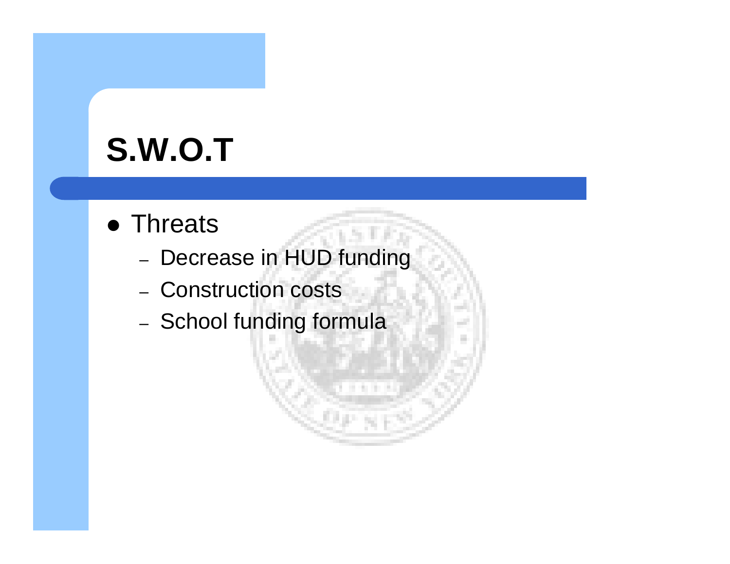# S.W.O.T

- Threats
  - Decrease in HUD funding
  - Construction costs
  - School funding formula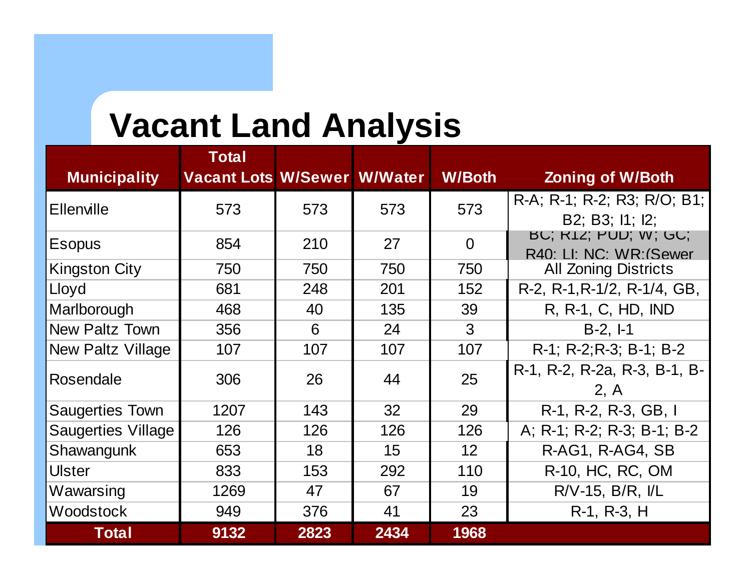# Vacant Land Analysis

| Municipality | Total Vacant Lots | W/Sewer | W/Water | W/Both | Zoning of W/Both |
|---|---|---|---|---|---|
| Ellenville | 573 | 573 | 573 | 573 | R-A; R-1; R-2; R3; R/O; B1; B2; B3; I1; I2; |
| Esopus | 854 | 210 | 27 | 0 | BC; R12; PUD; W; GC; R40; LI; NC; WR;(Sewer |
| Kingston City | 750 | 750 | 750 | 750 | All Zoning Districts |
| Lloyd | 681 | 248 | 201 | 152 | R-2, R-1,R-1/2, R-1/4, GB, |
| Marlborough | 468 | 40 | 135 | 39 | R, R-1, C, HD, IND |
| New Paltz Town | 356 | 6 | 24 | 3 | B-2, I-1 |
| New Paltz Village | 107 | 107 | 107 | 107 | R-1; R-2;R-3; B-1; B-2 |
| Rosendale | 306 | 26 | 44 | 25 | R-1, R-2, R-2a, R-3, B-1, B-2, A |
| Saugerties Town | 1207 | 143 | 32 | 29 | R-1, R-2, R-3, GB, I |
| Saugerties Village | 126 | 126 | 126 | 126 | A; R-1; R-2; R-3; B-1; B-2 |
| Shawangunk | 653 | 18 | 15 | 12 | R-AG1, R-AG4, SB |
| Ulster | 833 | 153 | 292 | 110 | R-10, HC, RC, OM |
| Wawarsing | 1269 | 47 | 67 | 19 | R/V-15, B/R, I/L |
| Woodstock | 949 | 376 | 41 | 23 | R-1, R-3, H |
| **Total** | **9132** | **2823** | **2434** | **1968** | |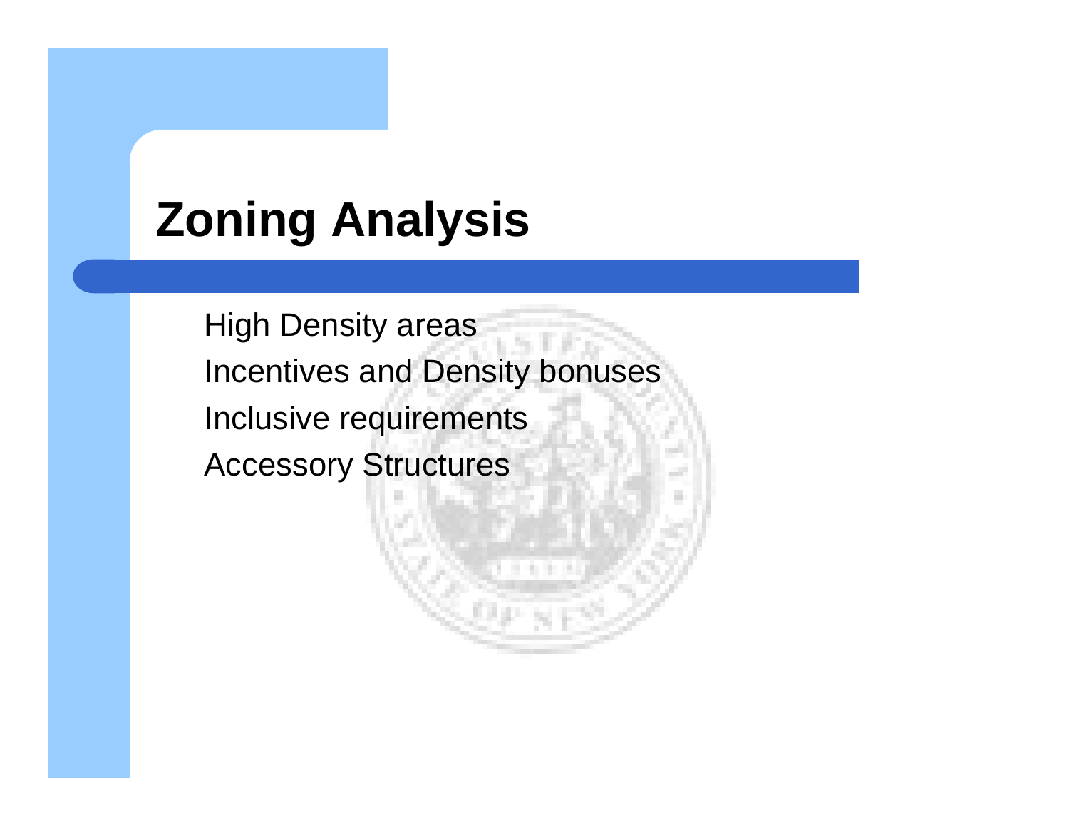# Zoning Analysis

- High Density areas
- Incentives and Density bonuses
- Inclusive requirements
- Accessory Structures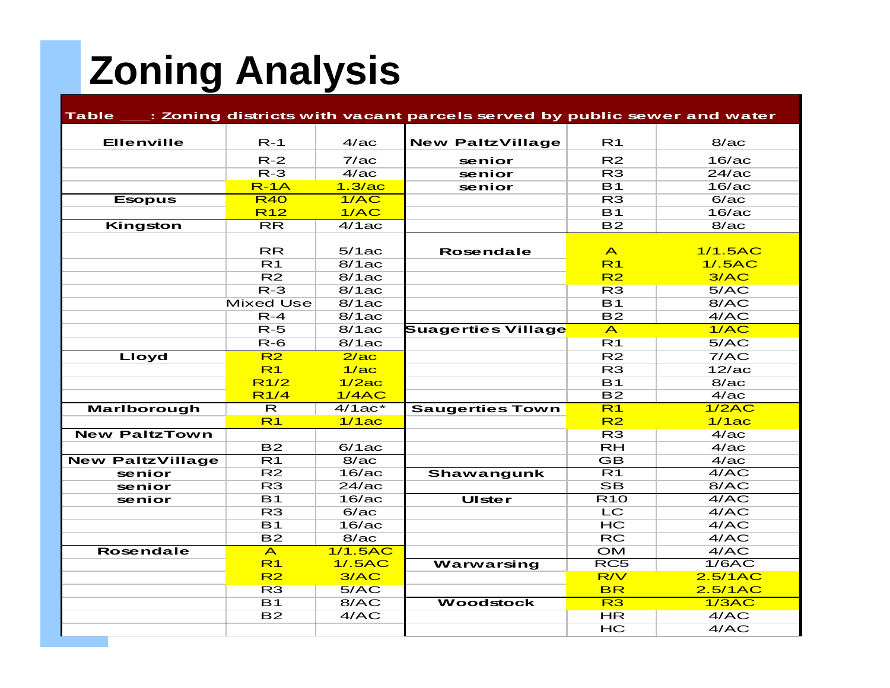# Zoning Analysis

**Table ___: Zoning districts with vacant parcels served by public sewer and water**

| Municipality | District | Density | Municipality | District | Density |
|---|---|---|---|---|---|
| **Ellenville** | R-1 | 4/ac | **New PaltzVillage** | R1 | 8/ac |
| | R-2 | 7/ac | **senior** | R2 | 16/ac |
| | R-3 | 4/ac | **senior** | R3 | 24/ac |
| | R-1A | 1.3/ac | **senior** | B1 | 16/ac |
| **Esopus** | R40 | 1/AC | | R3 | 6/ac |
| | R12 | 1/AC | | B1 | 16/ac |
| **Kingston** | RR | 4/1ac | | B2 | 8/ac |
| | RR | 5/1ac | **Rosendale** | A | 1/1.5AC |
| | R1 | 8/1ac | | R1 | 1/.5AC |
| | R2 | 8/1ac | | R2 | 3/AC |
| | R-3 | 8/1ac | | R3 | 5/AC |
| | Mixed Use | 8/1ac | | B1 | 8/AC |
| | R-4 | 8/1ac | | B2 | 4/AC |
| | R-5 | 8/1ac | **Suagerties Village** | A | 1/AC |
| | R-6 | 8/1ac | | R1 | 5/AC |
| **Lloyd** | R2 | 2/ac | | R2 | 7/AC |
| | R1 | 1/ac | | R3 | 12/ac |
| | R1/2 | 1/2ac | | B1 | 8/ac |
| | R1/4 | 1/4AC | | B2 | 4/ac |
| **Marlborough** | R | 4/1ac* | **Saugerties Town** | R1 | 1/2AC |
| | R1 | 1/1ac | | R2 | 1/1ac |
| **New PaltzTown** | | | | R3 | 4/ac |
| | B2 | 6/1ac | | RH | 4/ac |
| **New PaltzVillage** | R1 | 8/ac | | GB | 4/ac |
| **senior** | R2 | 16/ac | **Shawangunk** | R1 | 4/AC |
| **senior** | R3 | 24/ac | | SB | 8/AC |
| **senior** | B1 | 16/ac | **Ulster** | R10 | 4/AC |
| | R3 | 6/ac | | LC | 4/AC |
| | B1 | 16/ac | | HC | 4/AC |
| | B2 | 8/ac | | RC | 4/AC |
| **Rosendale** | A | 1/1.5AC | | OM | 4/AC |
| | R1 | 1/.5AC | **Warwarsing** | RC5 | 1/6AC |
| | R2 | 3/AC | | R/V | 2.5/1AC |
| | R3 | 5/AC | | BR | 2.5/1AC |
| | B1 | 8/AC | **Woodstock** | R3 | 1/3AC |
| | B2 | 4/AC | | HR | 4/AC |
| | | | | HC | 4/AC |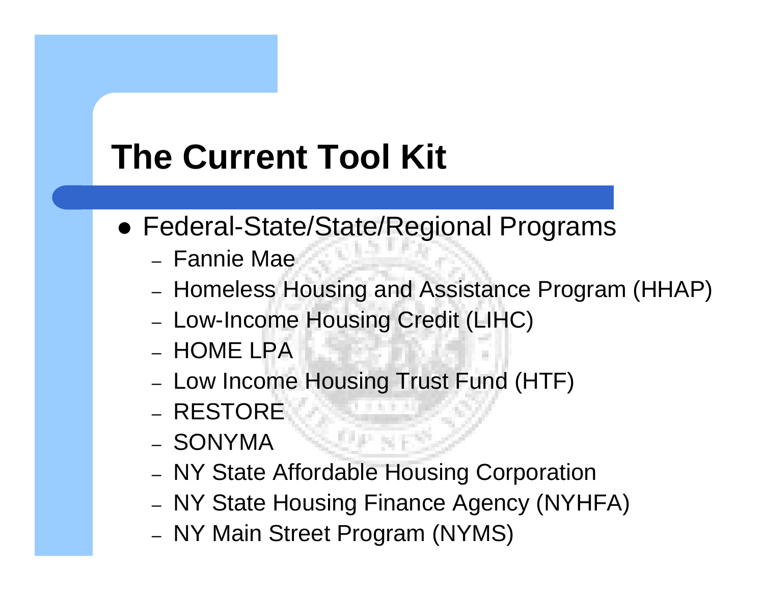# The Current Tool Kit

- Federal-State/State/Regional Programs
  - Fannie Mae
  - Homeless Housing and Assistance Program (HHAP)
  - Low-Income Housing Credit (LIHC)
  - HOME LPA
  - Low Income Housing Trust Fund (HTF)
  - RESTORE
  - SONYMA
  - NY State Affordable Housing Corporation
  - NY State Housing Finance Agency (NYHFA)
  - NY Main Street Program (NYMS)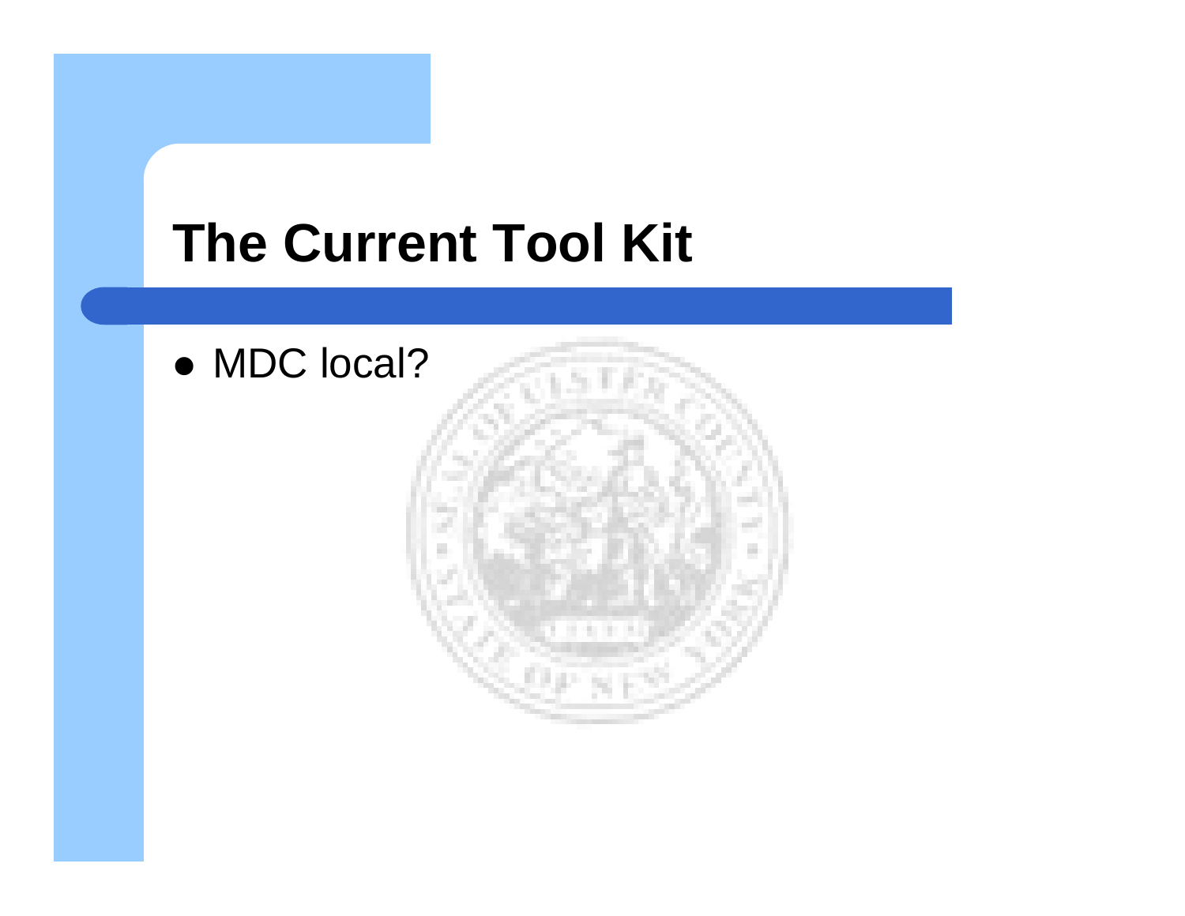# The Current Tool Kit

- MDC local?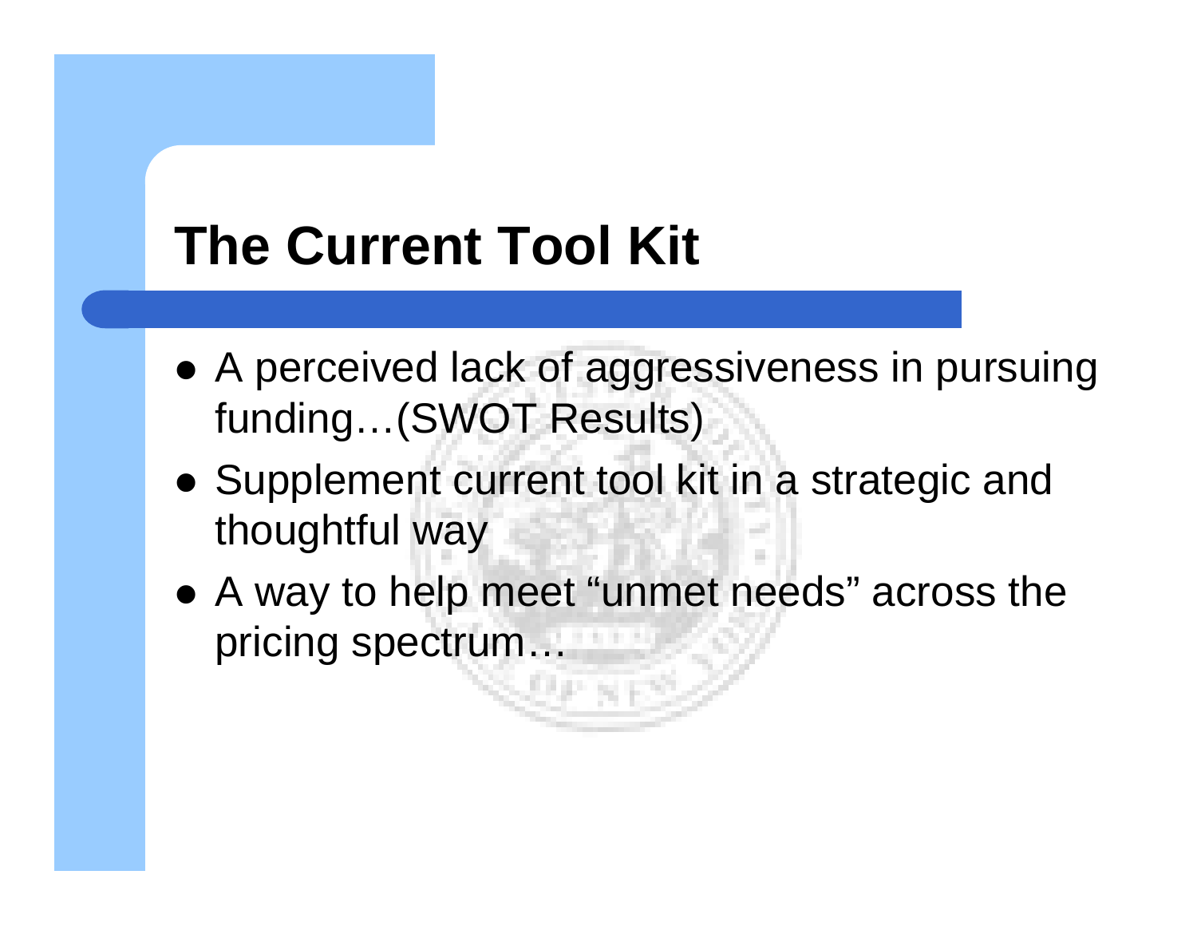# The Current Tool Kit

- A perceived lack of aggressiveness in pursuing funding…(SWOT Results)
- Supplement current tool kit in a strategic and thoughtful way
- A way to help meet "unmet needs" across the pricing spectrum…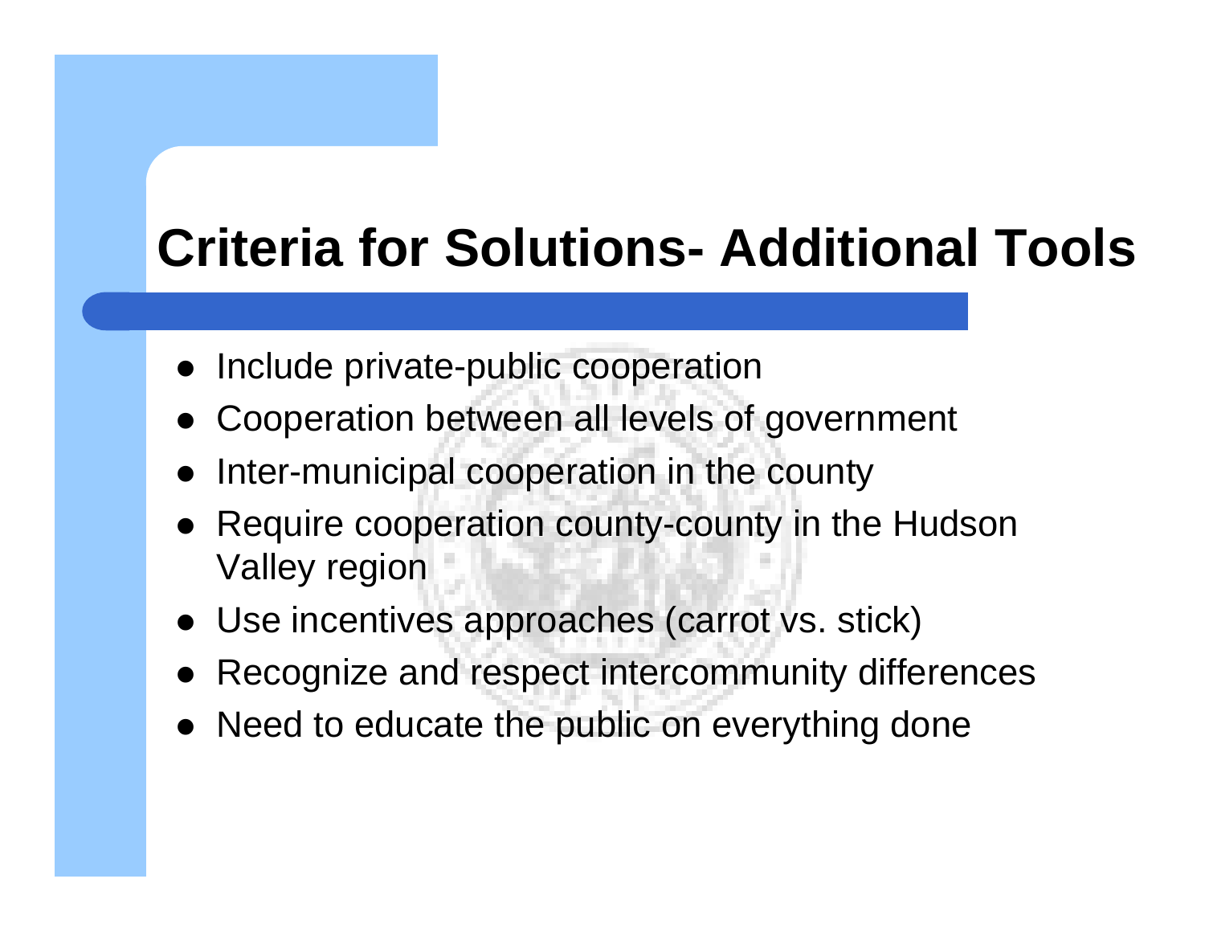# Criteria for Solutions- Additional Tools

- Include private-public cooperation
- Cooperation between all levels of government
- Inter-municipal cooperation in the county
- Require cooperation county-county in the Hudson Valley region
- Use incentives approaches (carrot vs. stick)
- Recognize and respect intercommunity differences
- Need to educate the public on everything done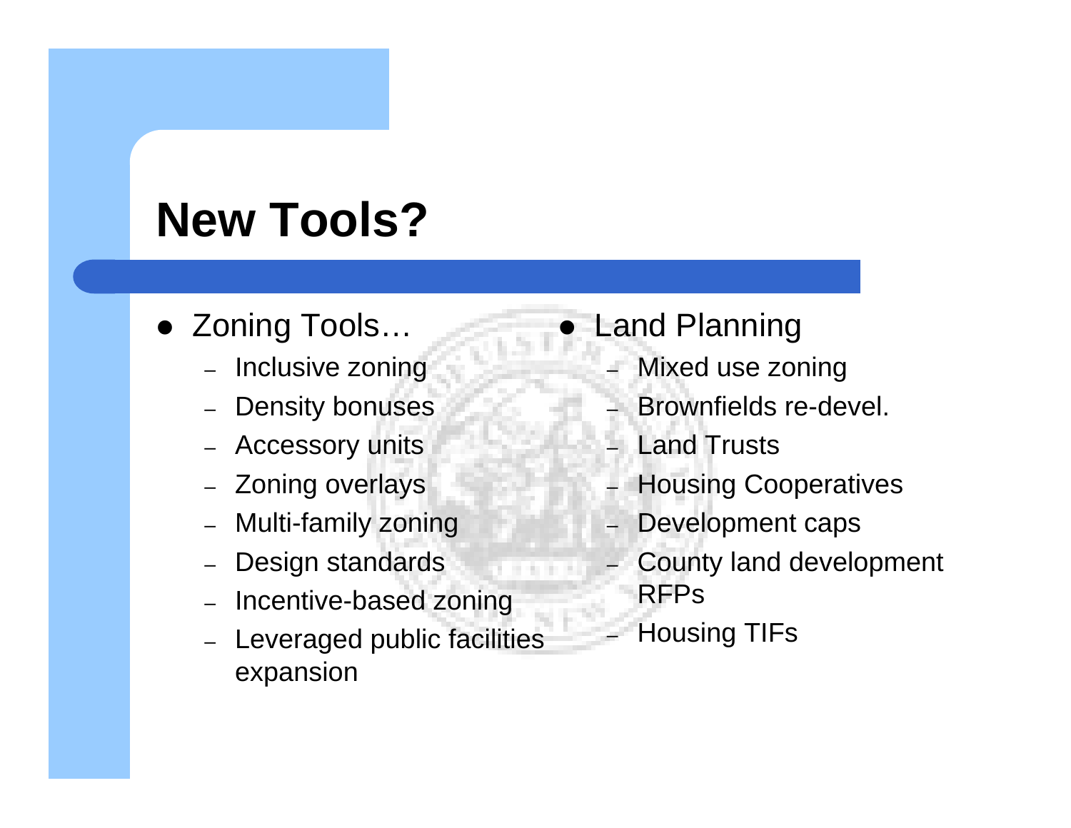# New Tools?

- Zoning Tools…
  - Inclusive zoning
  - Density bonuses
  - Accessory units
  - Zoning overlays
  - Multi-family zoning
  - Design standards
  - Incentive-based zoning
  - Leveraged public facilities expansion
- Land Planning
  - Mixed use zoning
  - Brownfields re-devel.
  - Land Trusts
  - Housing Cooperatives
  - Development caps
  - County land development RFPs
  - Housing TIFs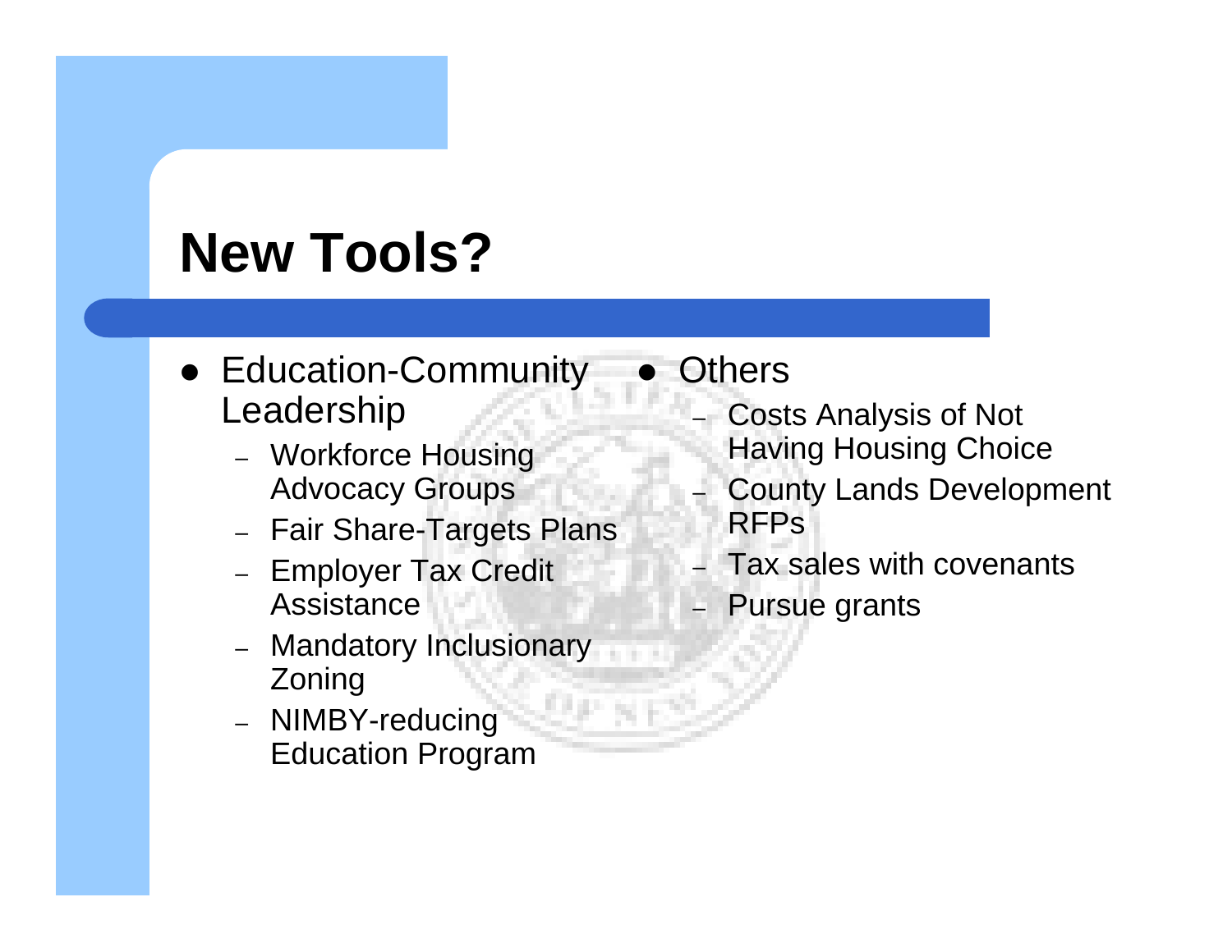# New Tools?

- Education-Community Leadership
  - Workforce Housing Advocacy Groups
  - Fair Share-Targets Plans
  - Employer Tax Credit Assistance
  - Mandatory Inclusionary Zoning
  - NIMBY-reducing Education Program
- Others
  - Costs Analysis of Not Having Housing Choice
  - County Lands Development RFPs
  - Tax sales with covenants
  - Pursue grants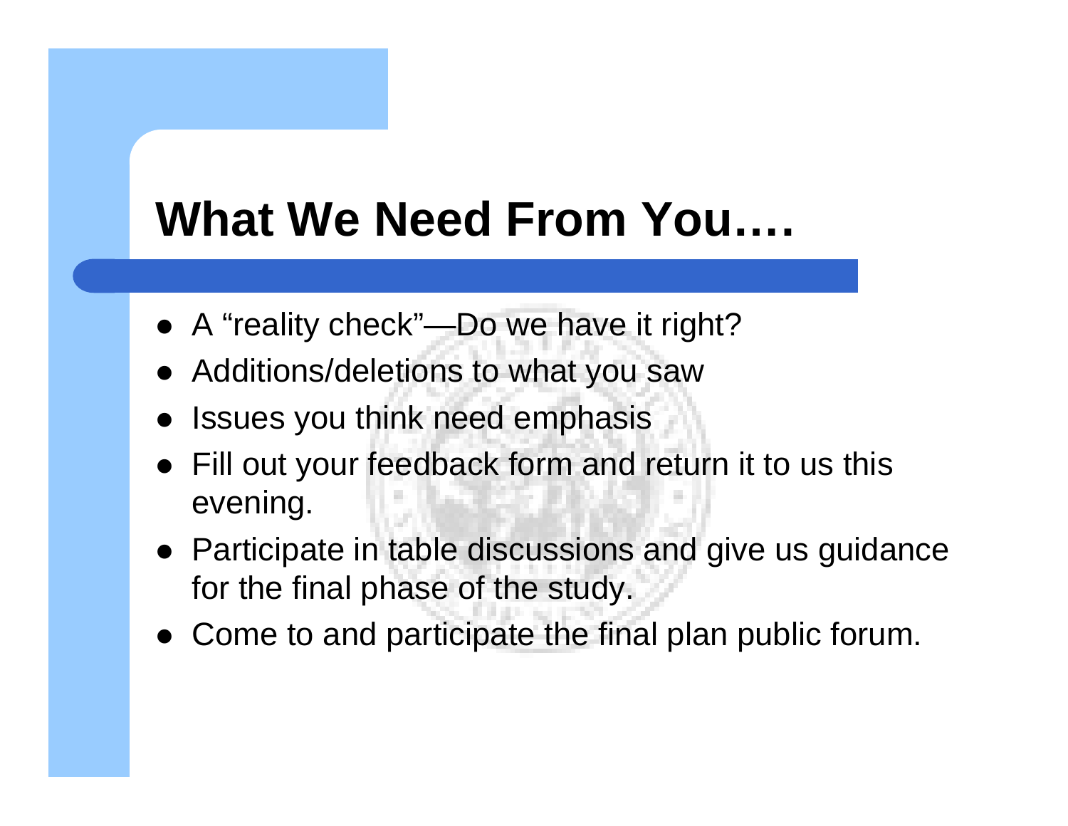# What We Need From You….

- A “reality check”—Do we have it right?
- Additions/deletions to what you saw
- Issues you think need emphasis
- Fill out your feedback form and return it to us this evening.
- Participate in table discussions and give us guidance for the final phase of the study.
- Come to and participate the final plan public forum.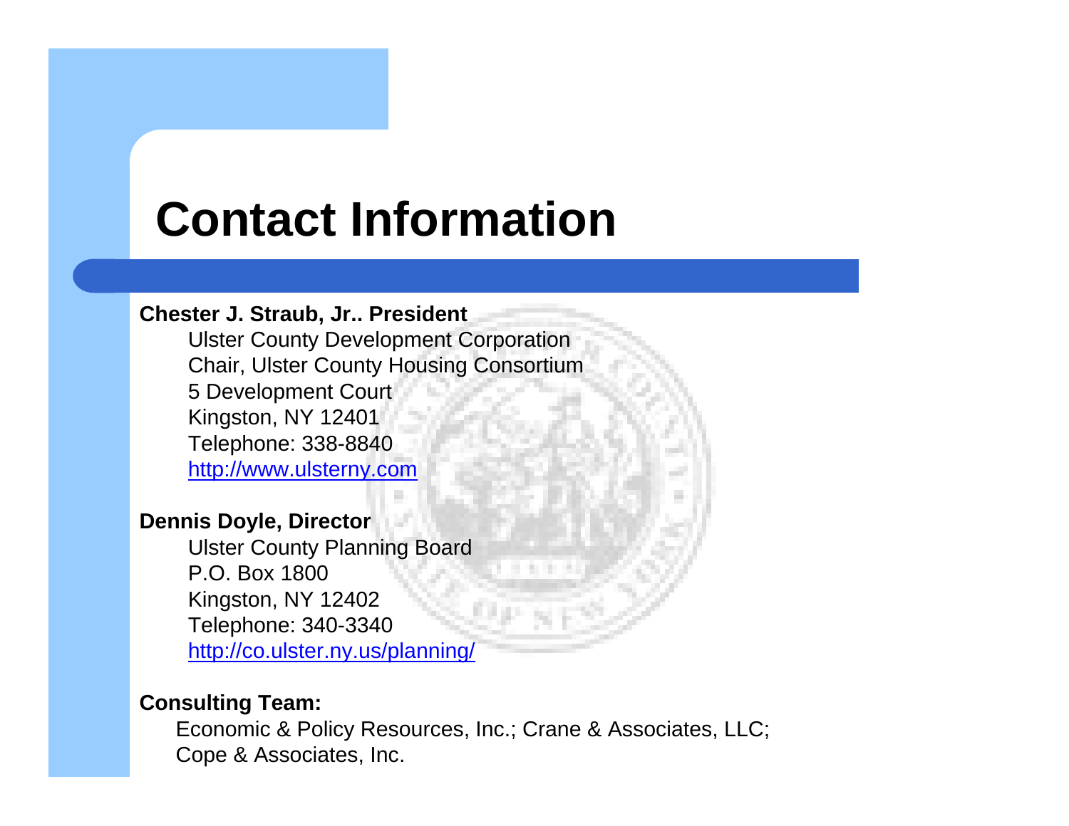# Contact Information

**Chester J. Straub, Jr.. President**

Ulster County Development Corporation
Chair, Ulster County Housing Consortium
5 Development Court
Kingston, NY 12401
Telephone: 338-8840
http://www.ulsterny.com

**Dennis Doyle, Director**

Ulster County Planning Board
P.O. Box 1800
Kingston, NY 12402
Telephone: 340-3340
http://co.ulster.ny.us/planning/

**Consulting Team:**

Economic & Policy Resources, Inc.; Crane & Associates, LLC;
Cope & Associates, Inc.